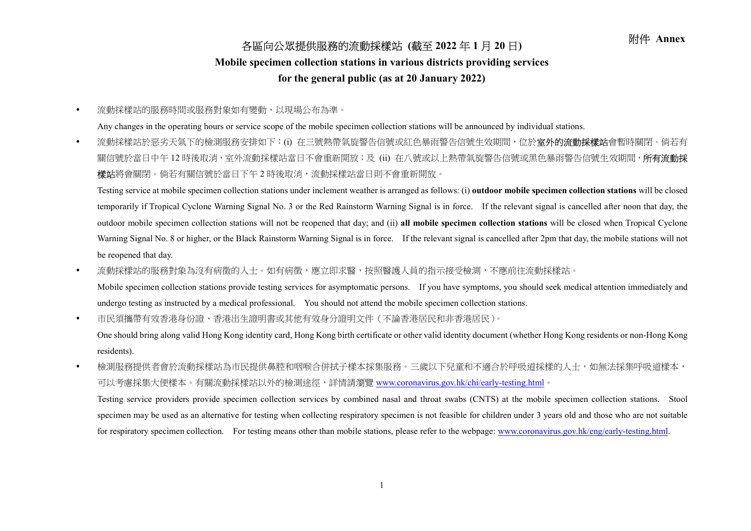附件 **Annex**

# 各區向公眾提供服務的流動採樣站 (截至 2022 年 1 月 20 日)
# Mobile specimen collection stations in various districts providing services for the general public (as at 20 January 2022)

- 流動採樣站的服務時間或服務對象如有變動，以現場公布為準。

  Any changes in the operating hours or service scope of the mobile specimen collection stations will be announced by individual stations.

- 流動採樣站於惡劣天氣下的檢測服務安排如下：(i) 在三號熱帶氣旋警告信號或紅色暴雨警告信號生效期間，位於**室外的流動採樣站**會暫時關閉。倘若有關信號於當日中午 12 時後取消，室外流動採樣站當日不會重新開放；及 (ii) 在八號或以上熱帶氣旋警告信號或黑色暴雨警告信號生效期間，**所有流動採樣站**將會關閉。倘若有關信號於當日下午 2 時後取消，流動採樣站當日則不會重新開放。

  Testing service at mobile specimen collection stations under inclement weather is arranged as follows: (i) **outdoor mobile specimen collection stations** will be closed temporarily if Tropical Cyclone Warning Signal No. 3 or the Red Rainstorm Warning Signal is in force. If the relevant signal is cancelled after noon that day, the outdoor mobile specimen collection stations will not be reopened that day; and (ii) **all mobile specimen collection stations** will be closed when Tropical Cyclone Warning Signal No. 8 or higher, or the Black Rainstorm Warning Signal is in force. If the relevant signal is cancelled after 2pm that day, the mobile stations will not be reopened that day.

- 流動採樣站的服務對象為沒有病徵的人士。如有病徵，應立即求醫，按照醫護人員的指示接受檢測，不應前往流動採樣站。

  Mobile specimen collection stations provide testing services for asymptomatic persons. If you have symptoms, you should seek medical attention immediately and undergo testing as instructed by a medical professional. You should not attend the mobile specimen collection stations.

- 市民須攜帶有效香港身份證、香港出生證明書或其他有效身分證明文件（不論香港居民和非香港居民）。

  One should bring along valid Hong Kong identity card, Hong Kong birth certificate or other valid identity document (whether Hong Kong residents or non-Hong Kong residents).

- 檢測服務提供者會於流動採樣站為市民提供鼻腔和咽喉合併拭子樣本採集服務。三歲以下兒童和不適合於呼吸道採樣的人士，如無法採集呼吸道樣本，可以考慮採集大便樣本。有關流動採樣站以外的檢測途徑，詳情請瀏覽 www.coronavirus.gov.hk/chi/early-testing.html。

  Testing service providers provide specimen collection services by combined nasal and throat swabs (CNTS) at the mobile specimen collection stations. Stool specimen may be used as an alternative for testing when collecting respiratory specimen is not feasible for children under 3 years old and those who are not suitable for respiratory specimen collection. For testing means other than mobile stations, please refer to the webpage: www.coronavirus.gov.hk/eng/early-testing.html.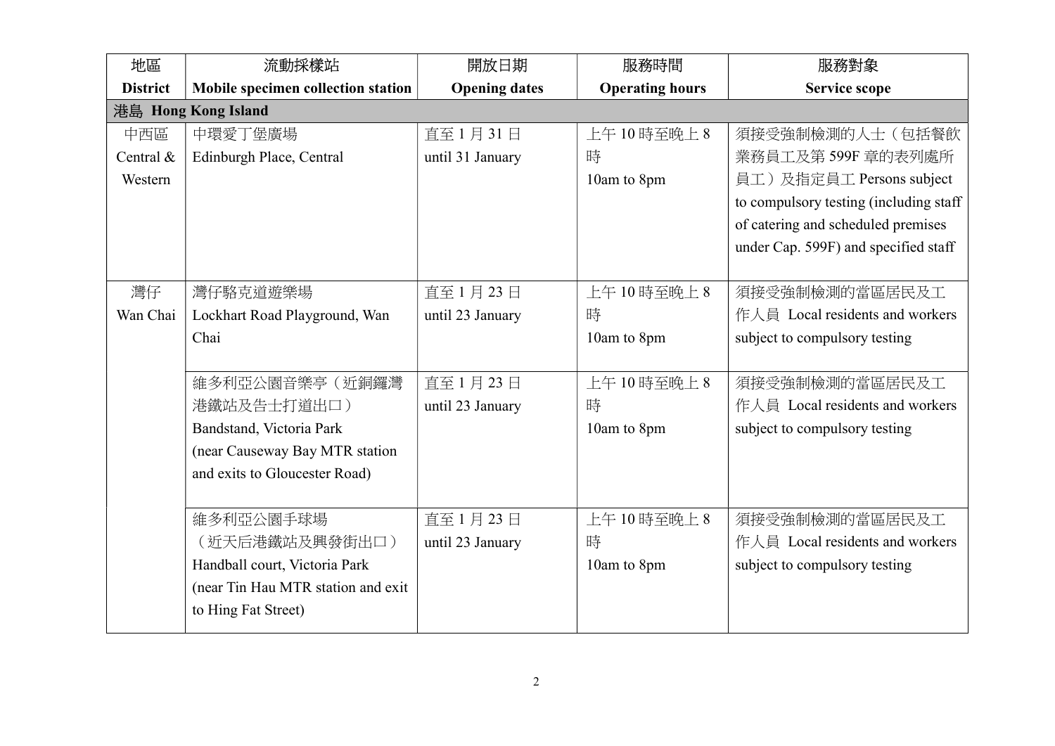| 地區<br>District | 流動採樣站<br>Mobile specimen collection station | 開放日期<br>Opening dates | 服務時間<br>Operating hours | 服務對象<br>Service scope |
|---|---|---|---|---|
| **港島 Hong Kong Island** | | | | |
| 中西區<br>Central & Western | 中環愛丁堡廣場<br>Edinburgh Place, Central | 直至 1 月 31 日<br>until 31 January | 上午 10 時至晚上 8 時<br>10am to 8pm | 須接受強制檢測的人士（包括餐飲業務員工及第 599F 章的表列處所員工）及指定員工 Persons subject to compulsory testing (including staff of catering and scheduled premises under Cap. 599F) and specified staff |
| 灣仔<br>Wan Chai | 灣仔駱克道遊樂場<br>Lockhart Road Playground, Wan Chai | 直至 1 月 23 日<br>until 23 January | 上午 10 時至晚上 8 時<br>10am to 8pm | 須接受強制檢測的當區居民及工作人員 Local residents and workers subject to compulsory testing |
| | 維多利亞公園音樂亭（近銅鑼灣港鐵站及告士打道出口）<br>Bandstand, Victoria Park (near Causeway Bay MTR station and exits to Gloucester Road) | 直至 1 月 23 日<br>until 23 January | 上午 10 時至晚上 8 時<br>10am to 8pm | 須接受強制檢測的當區居民及工作人員 Local residents and workers subject to compulsory testing |
| | 維多利亞公園手球場（近天后港鐵站及興發街出口）<br>Handball court, Victoria Park (near Tin Hau MTR station and exit to Hing Fat Street) | 直至 1 月 23 日<br>until 23 January | 上午 10 時至晚上 8 時<br>10am to 8pm | 須接受強制檢測的當區居民及工作人員 Local residents and workers subject to compulsory testing |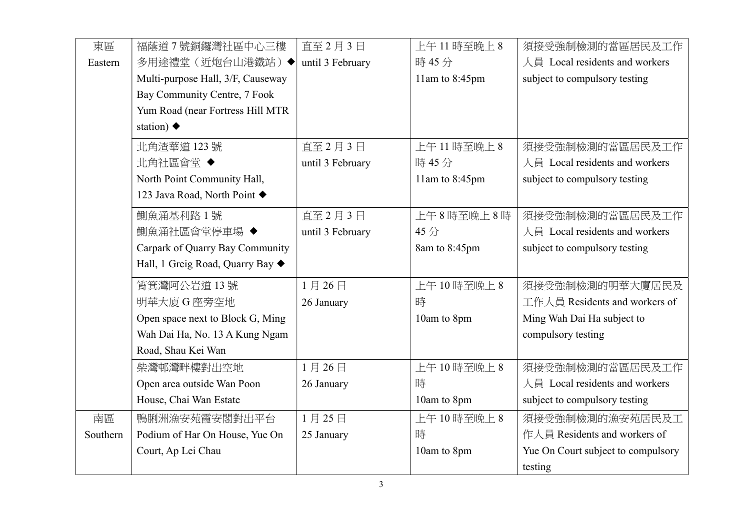| | | | | |
|---|---|---|---|---|
| 東區 Eastern | 福蔭道 7 號銅鑼灣社區中心三樓多用途禮堂（近炮台山港鐵站）◆ Multi-purpose Hall, 3/F, Causeway Bay Community Centre, 7 Fook Yum Road (near Fortress Hill MTR station) ◆ | 直至 2 月 3 日 until 3 February | 上午 11 時至晚上 8 時 45 分 11am to 8:45pm | 須接受強制檢測的當區居民及工作人員 Local residents and workers subject to compulsory testing |
| | 北角渣華道 123 號北角社區會堂 ◆ North Point Community Hall, 123 Java Road, North Point ◆ | 直至 2 月 3 日 until 3 February | 上午 11 時至晚上 8 時 45 分 11am to 8:45pm | 須接受強制檢測的當區居民及工作人員 Local residents and workers subject to compulsory testing |
| | 鰂魚涌基利路 1 號鰂魚涌社區會堂停車場 ◆ Carpark of Quarry Bay Community Hall, 1 Greig Road, Quarry Bay ◆ | 直至 2 月 3 日 until 3 February | 上午 8 時至晚上 8 時 45 分 8am to 8:45pm | 須接受強制檢測的當區居民及工作人員 Local residents and workers subject to compulsory testing |
| | 筲箕灣阿公岩道 13 號明華大廈 G 座旁空地 Open space next to Block G, Ming Wah Dai Ha, No. 13 A Kung Ngam Road, Shau Kei Wan | 1 月 26 日 26 January | 上午 10 時至晚上 8 時 10am to 8pm | 須接受強制檢測的明華大廈居民及工作人員 Residents and workers of Ming Wah Dai Ha subject to compulsory testing |
| | 柴灣邨灣畔樓對出空地 Open area outside Wan Poon House, Chai Wan Estate | 1 月 26 日 26 January | 上午 10 時至晚上 8 時 10am to 8pm | 須接受強制檢測的當區居民及工作人員 Local residents and workers subject to compulsory testing |
| 南區 Southern | 鴨脷洲漁安苑霞安閣對出平台 Podium of Har On House, Yue On Court, Ap Lei Chau | 1 月 25 日 25 January | 上午 10 時至晚上 8 時 10am to 8pm | 須接受強制檢測的漁安苑居民及工作人員 Residents and workers of Yue On Court subject to compulsory testing |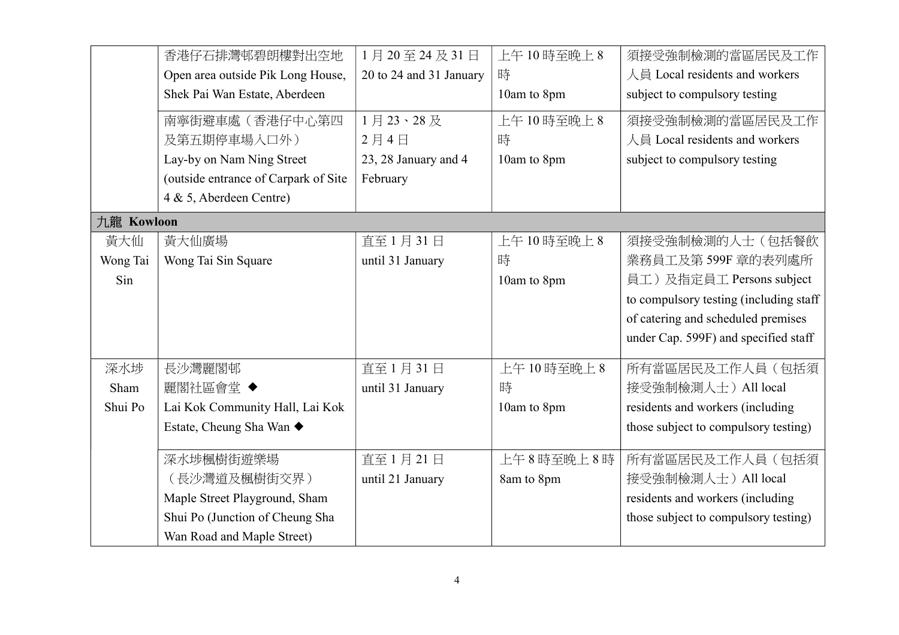| | | | | |
|---|---|---|---|---|
| | 香港仔石排灣邨碧朗樓對出空地 Open area outside Pik Long House, Shek Pai Wan Estate, Aberdeen | 1 月 20 至 24 及 31 日 20 to 24 and 31 January | 上午 10 時至晚上 8 時 10am to 8pm | 須接受強制檢測的當區居民及工作人員 Local residents and workers subject to compulsory testing |
| | 南寧街避車處（香港仔中心第四及第五期停車場入口外） Lay-by on Nam Ning Street (outside entrance of Carpark of Site 4 & 5, Aberdeen Centre) | 1 月 23、28 及 2 月 4 日 23, 28 January and 4 February | 上午 10 時至晚上 8 時 10am to 8pm | 須接受強制檢測的當區居民及工作人員 Local residents and workers subject to compulsory testing |
| **九龍 Kowloon** | | | | |
| 黃大仙 Wong Tai Sin | 黃大仙廣場 Wong Tai Sin Square | 直至 1 月 31 日 until 31 January | 上午 10 時至晚上 8 時 10am to 8pm | 須接受強制檢測的人士（包括餐飲業務員工及第 599F 章的表列處所員工）及指定員工 Persons subject to compulsory testing (including staff of catering and scheduled premises under Cap. 599F) and specified staff |
| 深水埗 Sham Shui Po | 長沙灣麗閣邨 麗閣社區會堂 ◆ Lai Kok Community Hall, Lai Kok Estate, Cheung Sha Wan ◆ | 直至 1 月 31 日 until 31 January | 上午 10 時至晚上 8 時 10am to 8pm | 所有當區居民及工作人員（包括須接受強制檢測人士）All local residents and workers (including those subject to compulsory testing) |
| | 深水埗楓樹街遊樂場（長沙灣道及楓樹街交界） Maple Street Playground, Sham Shui Po (Junction of Cheung Sha Wan Road and Maple Street) | 直至 1 月 21 日 until 21 January | 上午 8 時至晚上 8 時 8am to 8pm | 所有當區居民及工作人員（包括須接受強制檢測人士）All local residents and workers (including those subject to compulsory testing) |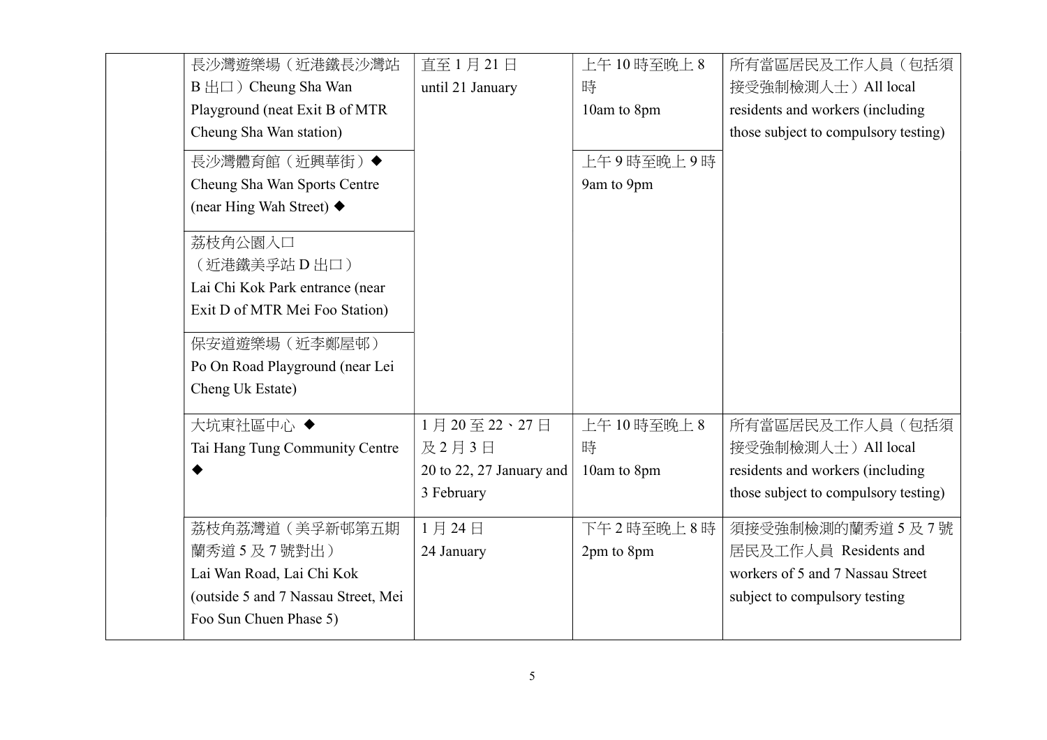| | | | | |
|---|---|---|---|---|
| | 長沙灣遊樂場（近港鐵長沙灣站B出口）Cheung Sha Wan Playground (neat Exit B of MTR Cheung Sha Wan station) | 直至1月21日 until 21 January | 上午10時至晚上8時 10am to 8pm | 所有當區居民及工作人員（包括須接受強制檢測人士）All local residents and workers (including those subject to compulsory testing) |
| | 長沙灣體育館（近興華街）◆ Cheung Sha Wan Sports Centre (near Hing Wah Street) ◆ | | 上午9時至晚上9時 9am to 9pm | |
| | 荔枝角公園入口（近港鐵美孚站D出口）Lai Chi Kok Park entrance (near Exit D of MTR Mei Foo Station) | | | |
| | 保安道遊樂場（近李鄭屋邨）Po On Road Playground (near Lei Cheng Uk Estate) | | | |
| | 大坑東社區中心 ◆ Tai Hang Tung Community Centre ◆ | 1月20至22、27日及2月3日 20 to 22, 27 January and 3 February | 上午10時至晚上8時 10am to 8pm | 所有當區居民及工作人員（包括須接受強制檢測人士）All local residents and workers (including those subject to compulsory testing) |
| | 荔枝角荔灣道（美孚新邨第五期蘭秀道5及7號對出）Lai Wan Road, Lai Chi Kok (outside 5 and 7 Nassau Street, Mei Foo Sun Chuen Phase 5) | 1月24日 24 January | 下午2時至晚上8時 2pm to 8pm | 須接受強制檢測的蘭秀道5及7號居民及工作人員 Residents and workers of 5 and 7 Nassau Street subject to compulsory testing |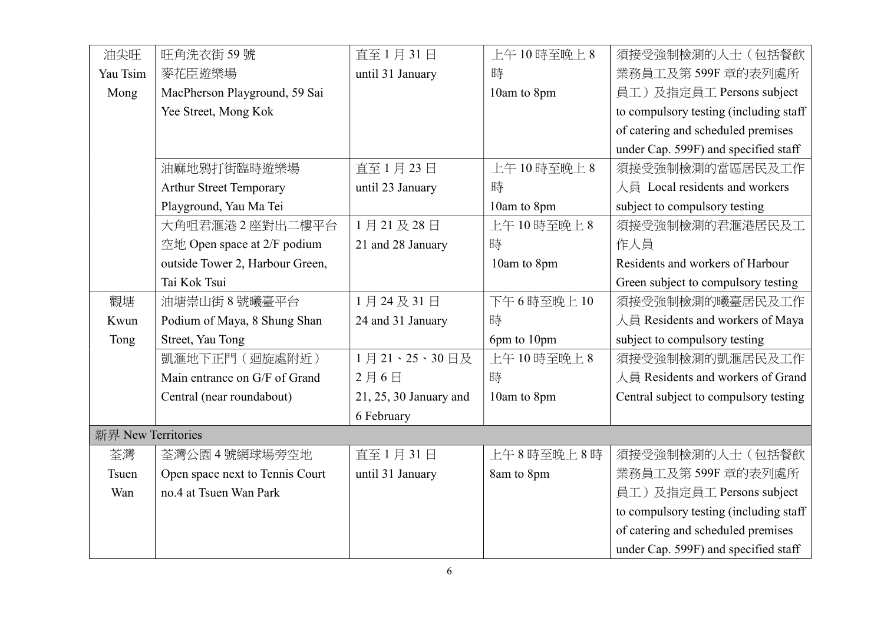| 油尖旺 Yau Tsim Mong | 旺角洗衣街 59 號麥花臣遊樂場 MacPherson Playground, 59 Sai Yee Street, Mong Kok | 直至 1 月 31 日 until 31 January | 上午 10 時至晚上 8 時 10am to 8pm | 須接受強制檢測的人士（包括餐飲業務員工及第 599F 章的表列處所員工）及指定員工 Persons subject to compulsory testing (including staff of catering and scheduled premises under Cap. 599F) and specified staff |
|---|---|---|---|---|
| | 油麻地鴉打街臨時遊樂場 Arthur Street Temporary Playground, Yau Ma Tei | 直至 1 月 23 日 until 23 January | 上午 10 時至晚上 8 時 10am to 8pm | 須接受強制檢測的當區居民及工作人員 Local residents and workers subject to compulsory testing |
| | 大角咀君滙港 2 座對出二樓平台空地 Open space at 2/F podium outside Tower 2, Harbour Green, Tai Kok Tsui | 1 月 21 及 28 日 21 and 28 January | 上午 10 時至晚上 8 時 10am to 8pm | 須接受強制檢測的君滙港居民及工作人員 Residents and workers of Harbour Green subject to compulsory testing |
| 觀塘 Kwun Tong | 油塘崇山街 8 號曦臺平台 Podium of Maya, 8 Shung Shan Street, Yau Tong | 1 月 24 及 31 日 24 and 31 January | 下午 6 時至晚上 10 時 6pm to 10pm | 須接受強制檢測的曦臺居民及工作人員 Residents and workers of Maya subject to compulsory testing |
| | 凱滙地下正門（迴旋處附近）Main entrance on G/F of Grand Central (near roundabout) | 1 月 21、25、30 日及 2 月 6 日 21, 25, 30 January and 6 February | 上午 10 時至晚上 8 時 10am to 8pm | 須接受強制檢測的凱滙居民及工作人員 Residents and workers of Grand Central subject to compulsory testing |
| 新界 New Territories | | | | |
| 荃灣 Tsuen Wan | 荃灣公園 4 號網球場旁空地 Open space next to Tennis Court no.4 at Tsuen Wan Park | 直至 1 月 31 日 until 31 January | 上午 8 時至晚上 8 時 8am to 8pm | 須接受強制檢測的人士（包括餐飲業務員工及第 599F 章的表列處所員工）及指定員工 Persons subject to compulsory testing (including staff of catering and scheduled premises under Cap. 599F) and specified staff |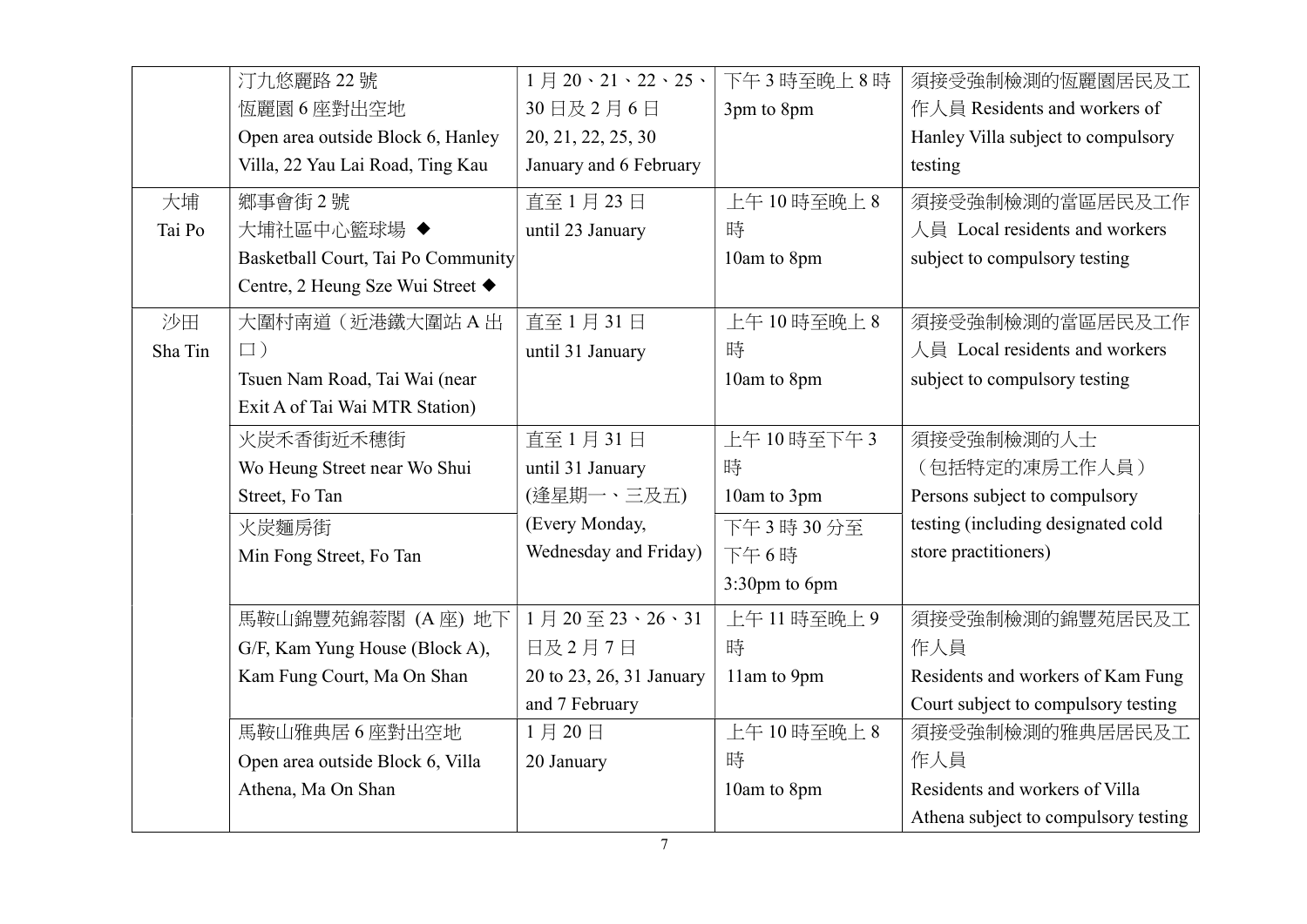| | | | | |
|---|---|---|---|---|
| | 汀九悠麗路 22 號<br>恆麗園 6 座對出空地<br>Open area outside Block 6, Hanley Villa, 22 Yau Lai Road, Ting Kau | 1 月 20、21、22、25、30 日及 2 月 6 日<br>20, 21, 22, 25, 30 January and 6 February | 下午 3 時至晚上 8 時<br>3pm to 8pm | 須接受強制檢測的恆麗園居民及工作人員 Residents and workers of Hanley Villa subject to compulsory testing |
| 大埔<br>Tai Po | 鄉事會街 2 號<br>大埔社區中心籃球場 ◆<br>Basketball Court, Tai Po Community Centre, 2 Heung Sze Wui Street ◆ | 直至 1 月 23 日<br>until 23 January | 上午 10 時至晚上 8 時<br>10am to 8pm | 須接受強制檢測的當區居民及工作人員 Local residents and workers subject to compulsory testing |
| 沙田<br>Sha Tin | 大圍村南道（近港鐵大圍站 A 出口）<br>Tsuen Nam Road, Tai Wai (near Exit A of Tai Wai MTR Station) | 直至 1 月 31 日<br>until 31 January | 上午 10 時至晚上 8 時<br>10am to 8pm | 須接受強制檢測的當區居民及工作人員 Local residents and workers subject to compulsory testing |
| | 火炭禾香街近禾穗街<br>Wo Heung Street near Wo Shui Street, Fo Tan | 直至 1 月 31 日<br>until 31 January<br>(逢星期一、三及五)<br>(Every Monday, Wednesday and Friday) | 上午 10 時至下午 3 時<br>10am to 3pm | 須接受強制檢測的人士<br>（包括特定的凍房工作人員）<br>Persons subject to compulsory testing (including designated cold store practitioners) |
| | 火炭麵房街<br>Min Fong Street, Fo Tan | | 下午 3 時 30 分至下午 6 時<br>3:30pm to 6pm | |
| | 馬鞍山錦豐苑錦蓉閣 (A 座) 地下<br>G/F, Kam Yung House (Block A), Kam Fung Court, Ma On Shan | 1 月 20 至 23、26、31 日及 2 月 7 日<br>20 to 23, 26, 31 January and 7 February | 上午 11 時至晚上 9 時<br>11am to 9pm | 須接受強制檢測的錦豐苑居民及工作人員<br>Residents and workers of Kam Fung Court subject to compulsory testing |
| | 馬鞍山雅典居 6 座對出空地<br>Open area outside Block 6, Villa Athena, Ma On Shan | 1 月 20 日<br>20 January | 上午 10 時至晚上 8 時<br>10am to 8pm | 須接受強制檢測的雅典居居民及工作人員<br>Residents and workers of Villa Athena subject to compulsory testing |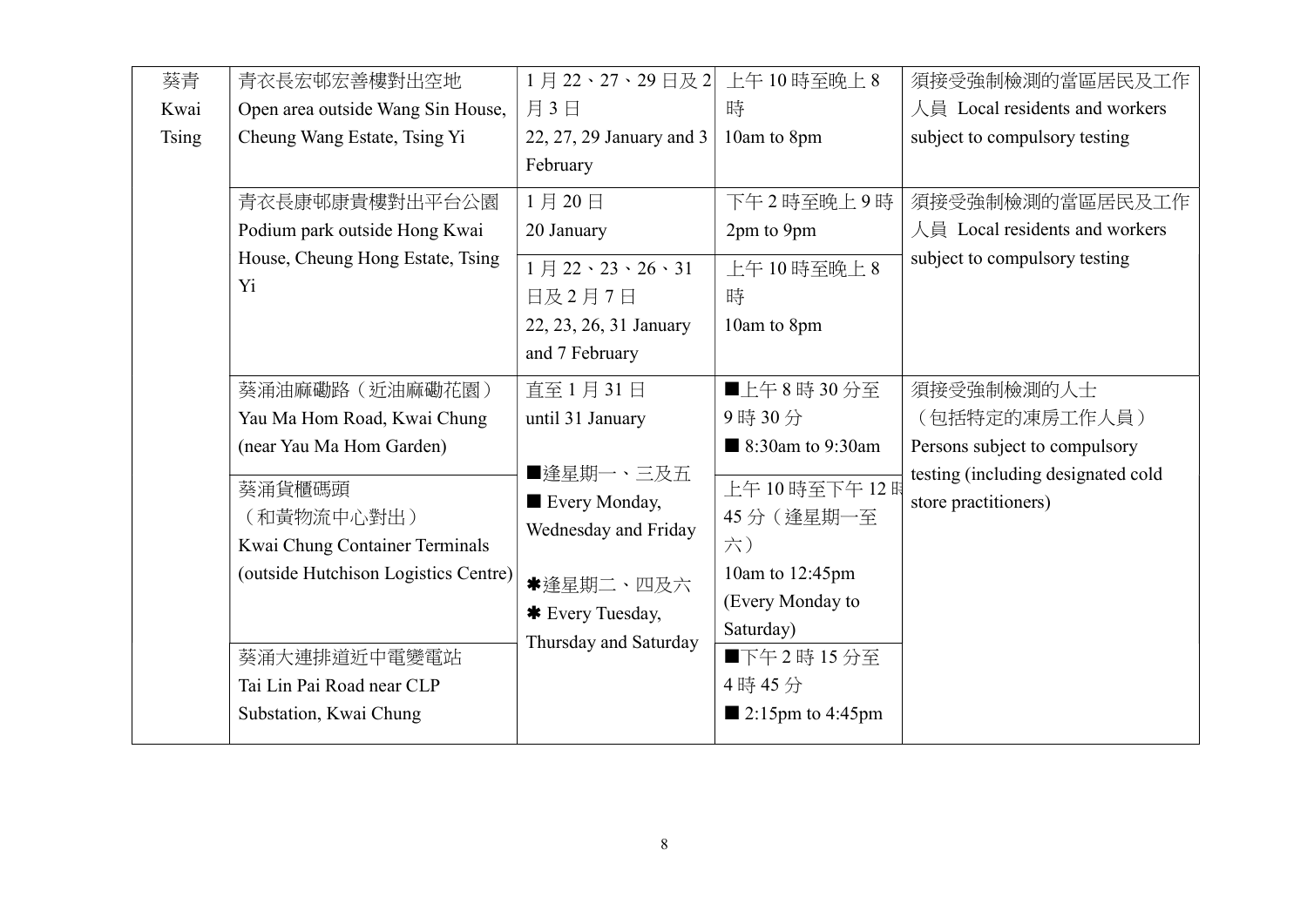| 葵青 Kwai Tsing | 青衣長宏邨宏善樓對出空地 Open area outside Wang Sin House, Cheung Wang Estate, Tsing Yi | 1 月 22、27、29 日及 2 月 3 日 22, 27, 29 January and 3 February | 上午 10 時至晚上 8 時 10am to 8pm | 須接受強制檢測的當區居民及工作人員 Local residents and workers subject to compulsory testing |
|---|---|---|---|---|
| | 青衣長康邨康貴樓對出平台公園 Podium park outside Hong Kwai House, Cheung Hong Estate, Tsing Yi | 1 月 20 日 20 January | 下午 2 時至晚上 9 時 2pm to 9pm | 須接受強制檢測的當區居民及工作人員 Local residents and workers subject to compulsory testing |
| | | 1 月 22、23、26、31 日及 2 月 7 日 22, 23, 26, 31 January and 7 February | 上午 10 時至晚上 8 時 10am to 8pm | |
| | 葵涌油麻磡路（近油麻磡花園） Yau Ma Hom Road, Kwai Chung (near Yau Ma Hom Garden) | 直至 1 月 31 日 until 31 January<br><br>■逢星期一、三及五 ■ Every Monday, Wednesday and Friday<br><br>✱逢星期二、四及六 ✱ Every Tuesday, Thursday and Saturday | ■上午 8 時 30 分至 9 時 30 分 ■ 8:30am to 9:30am | 須接受強制檢測的人士（包括特定的凍房工作人員） Persons subject to compulsory testing (including designated cold store practitioners) |
| | 葵涌貨櫃碼頭（和黃物流中心對出） Kwai Chung Container Terminals (outside Hutchison Logistics Centre) | | 上午 10 時至下午 12 時 45 分（逢星期一至六） 10am to 12:45pm (Every Monday to Saturday) | |
| | 葵涌大連排道近中電變電站 Tai Lin Pai Road near CLP Substation, Kwai Chung | | ■下午 2 時 15 分至 4 時 45 分 ■ 2:15pm to 4:45pm | |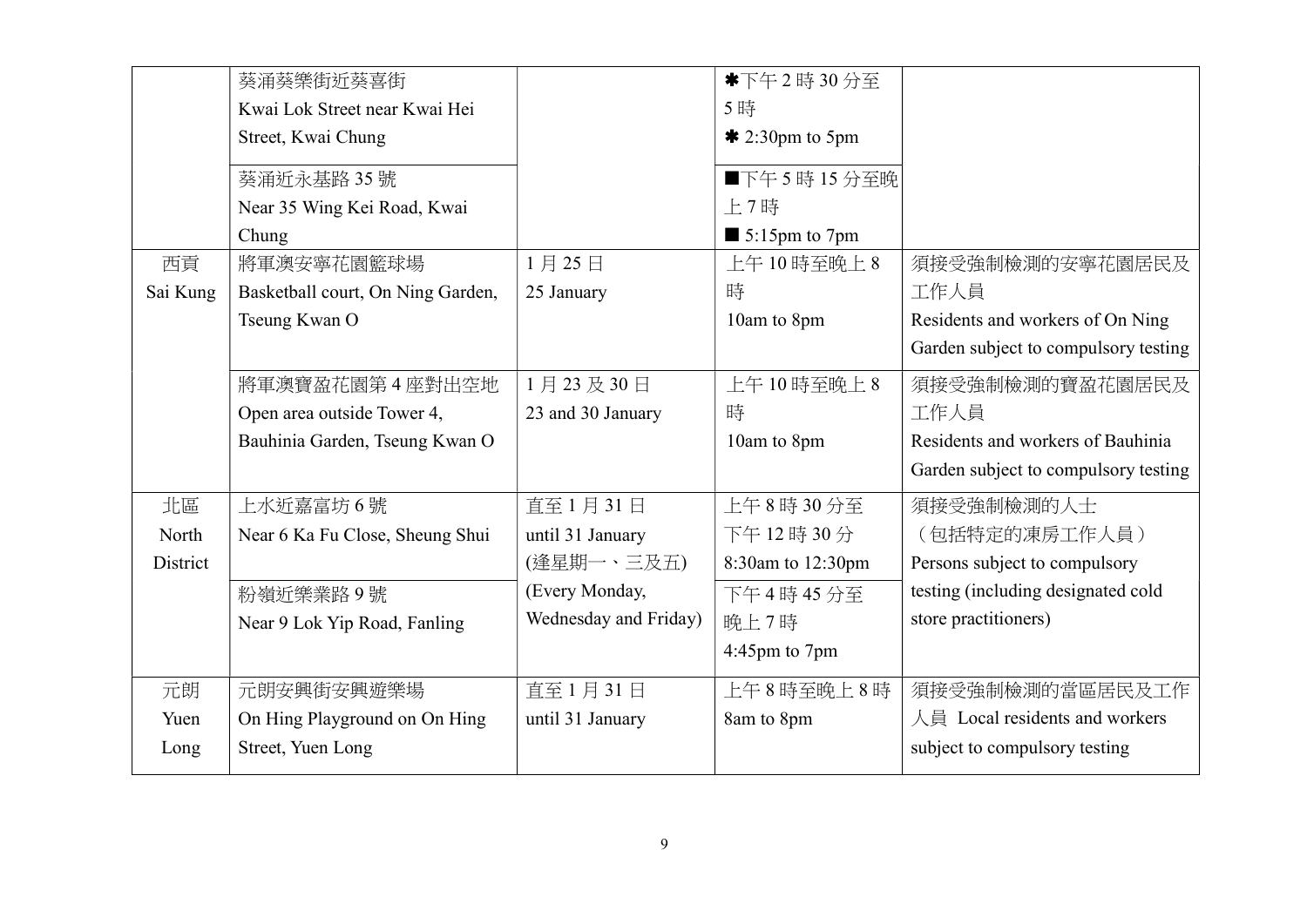| | | | | |
|---|---|---|---|---|
| | 葵涌葵樂街近葵喜街<br>Kwai Lok Street near Kwai Hei Street, Kwai Chung | | ✱下午2時30分至5時<br>✱ 2:30pm to 5pm | |
| | 葵涌近永基路35號<br>Near 35 Wing Kei Road, Kwai Chung | | ■下午5時15分至晚上7時<br>■ 5:15pm to 7pm | |
| 西貢<br>Sai Kung | 將軍澳安寧花園籃球場<br>Basketball court, On Ning Garden, Tseung Kwan O | 1月25日<br>25 January | 上午10時至晚上8時<br>10am to 8pm | 須接受強制檢測的安寧花園居民及工作人員<br>Residents and workers of On Ning Garden subject to compulsory testing |
| | 將軍澳寶盈花園第4座對出空地<br>Open area outside Tower 4, Bauhinia Garden, Tseung Kwan O | 1月23及30日<br>23 and 30 January | 上午10時至晚上8時<br>10am to 8pm | 須接受強制檢測的寶盈花園居民及工作人員<br>Residents and workers of Bauhinia Garden subject to compulsory testing |
| 北區<br>North District | 上水近嘉富坊6號<br>Near 6 Ka Fu Close, Sheung Shui | 直至1月31日<br>until 31 January<br>(逢星期一、三及五)<br>(Every Monday, Wednesday and Friday) | 上午8時30分至下午12時30分<br>8:30am to 12:30pm | 須接受強制檢測的人士（包括特定的凍房工作人員）<br>Persons subject to compulsory testing (including designated cold store practitioners) |
| | 粉嶺近樂業路9號<br>Near 9 Lok Yip Road, Fanling | | 下午4時45分至晚上7時<br>4:45pm to 7pm | |
| 元朗<br>Yuen Long | 元朗安興街安興遊樂場<br>On Hing Playground on On Hing Street, Yuen Long | 直至1月31日<br>until 31 January | 上午8時至晚上8時<br>8am to 8pm | 須接受強制檢測的當區居民及工作人員 Local residents and workers subject to compulsory testing |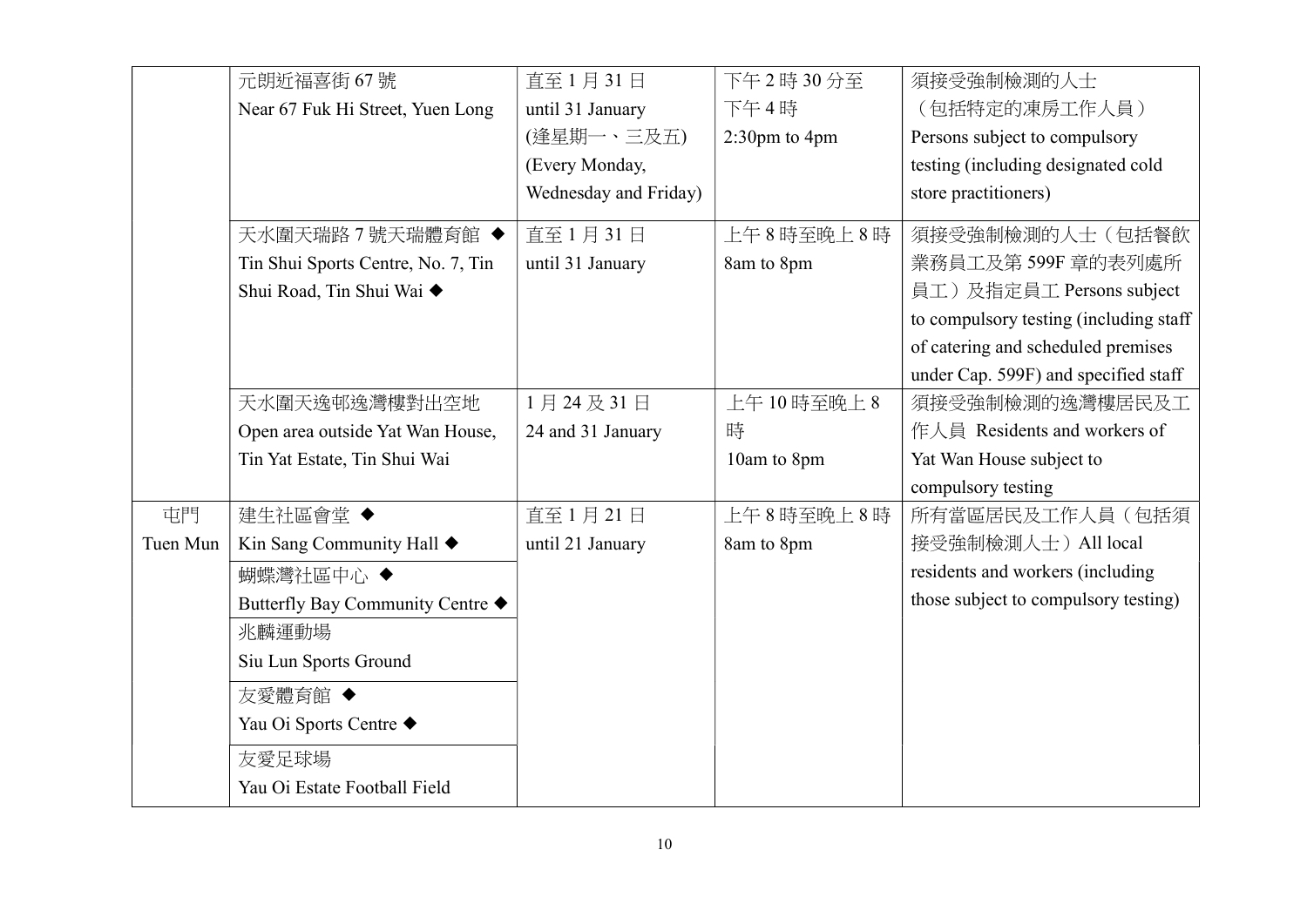| | | | | |
|---|---|---|---|---|
| | 元朗近福喜街 67 號<br>Near 67 Fuk Hi Street, Yuen Long | 直至 1 月 31 日<br>until 31 January<br>(逢星期一、三及五)<br>(Every Monday, Wednesday and Friday) | 下午 2 時 30 分至下午 4 時<br>2:30pm to 4pm | 須接受強制檢測的人士（包括特定的凍房工作人員）<br>Persons subject to compulsory testing (including designated cold store practitioners) |
| | 天水圍天瑞路 7 號天瑞體育館 ◆<br>Tin Shui Sports Centre, No. 7, Tin Shui Road, Tin Shui Wai ◆ | 直至 1 月 31 日<br>until 31 January | 上午 8 時至晚上 8 時<br>8am to 8pm | 須接受強制檢測的人士（包括餐飲業務員工及第 599F 章的表列處所員工）及指定員工 Persons subject to compulsory testing (including staff of catering and scheduled premises under Cap. 599F) and specified staff |
| | 天水圍天逸邨逸灣樓對出空地<br>Open area outside Yat Wan House, Tin Yat Estate, Tin Shui Wai | 1 月 24 及 31 日<br>24 and 31 January | 上午 10 時至晚上 8 時<br>10am to 8pm | 須接受強制檢測的逸灣樓居民及工作人員 Residents and workers of Yat Wan House subject to compulsory testing |
| 屯門<br>Tuen Mun | 建生社區會堂 ◆<br>Kin Sang Community Hall ◆ | 直至 1 月 21 日<br>until 21 January | 上午 8 時至晚上 8 時<br>8am to 8pm | 所有當區居民及工作人員（包括須接受強制檢測人士）All local residents and workers (including those subject to compulsory testing) |
| | 蝴蝶灣社區中心 ◆<br>Butterfly Bay Community Centre ◆ | | | |
| | 兆麟運動場<br>Siu Lun Sports Ground | | | |
| | 友愛體育館 ◆<br>Yau Oi Sports Centre ◆ | | | |
| | 友愛足球場<br>Yau Oi Estate Football Field | | | |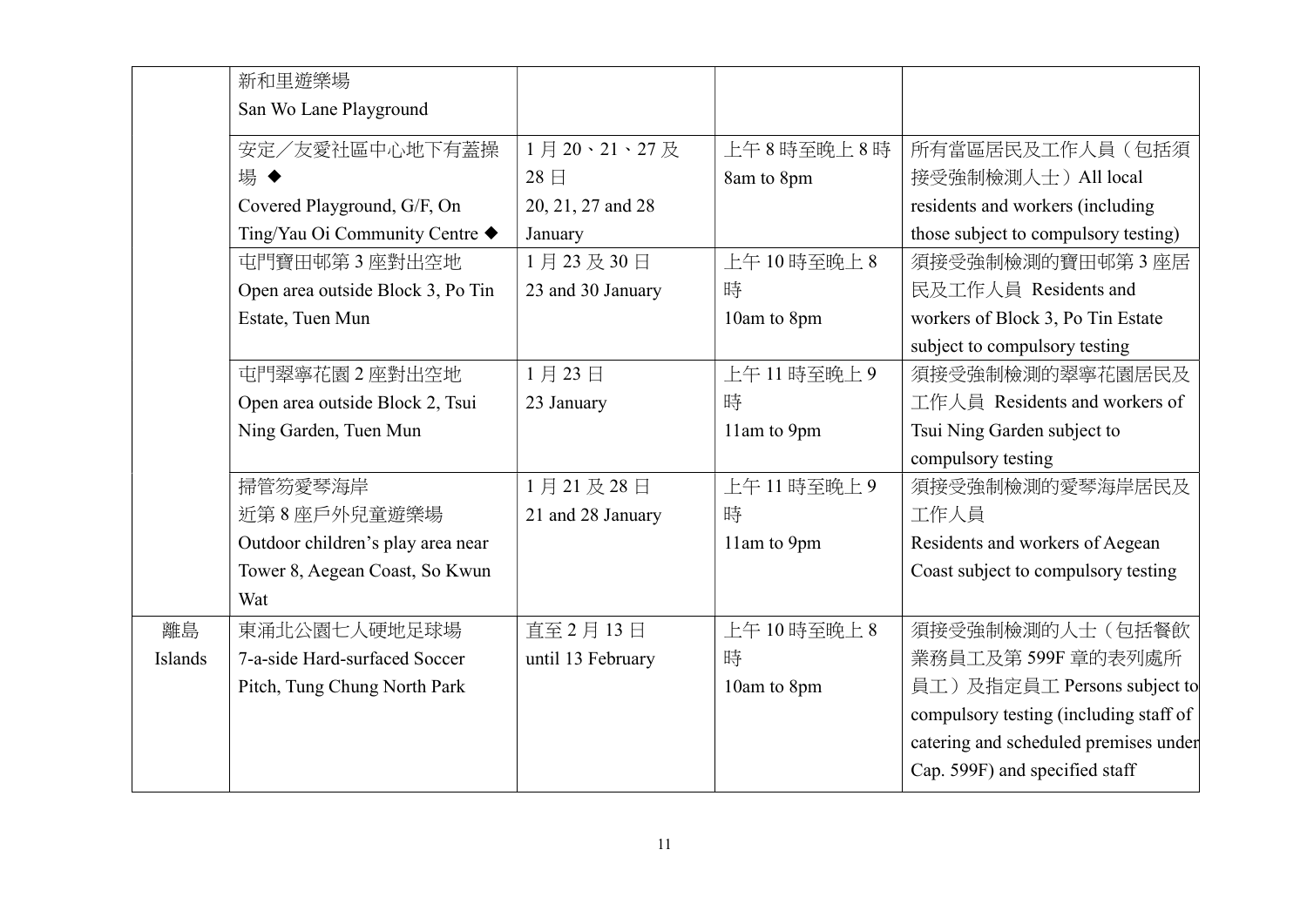| | | | | |
|---|---|---|---|---|
| | 新和里遊樂場<br>San Wo Lane Playground | | | |
| | 安定／友愛社區中心地下有蓋操場 ◆<br>Covered Playground, G/F, On Ting/Yau Oi Community Centre ◆ | 1 月 20、21、27 及 28 日<br>20, 21, 27 and 28 January | 上午 8 時至晚上 8 時<br>8am to 8pm | 所有當區居民及工作人員（包括須接受強制檢測人士）All local residents and workers (including those subject to compulsory testing) |
| | 屯門寶田邨第 3 座對出空地<br>Open area outside Block 3, Po Tin Estate, Tuen Mun | 1 月 23 及 30 日<br>23 and 30 January | 上午 10 時至晚上 8 時<br>10am to 8pm | 須接受強制檢測的寶田邨第 3 座居民及工作人員 Residents and workers of Block 3, Po Tin Estate subject to compulsory testing |
| | 屯門翠寧花園 2 座對出空地<br>Open area outside Block 2, Tsui Ning Garden, Tuen Mun | 1 月 23 日<br>23 January | 上午 11 時至晚上 9 時<br>11am to 9pm | 須接受強制檢測的翠寧花園居民及工作人員 Residents and workers of Tsui Ning Garden subject to compulsory testing |
| | 掃管笏愛琴海岸近第 8 座戶外兒童遊樂場<br>Outdoor children's play area near Tower 8, Aegean Coast, So Kwun Wat | 1 月 21 及 28 日<br>21 and 28 January | 上午 11 時至晚上 9 時<br>11am to 9pm | 須接受強制檢測的愛琴海岸居民及工作人員<br>Residents and workers of Aegean Coast subject to compulsory testing |
| 離島<br>Islands | 東涌北公園七人硬地足球場<br>7-a-side Hard-surfaced Soccer Pitch, Tung Chung North Park | 直至 2 月 13 日<br>until 13 February | 上午 10 時至晚上 8 時<br>10am to 8pm | 須接受強制檢測的人士（包括餐飲業務員工及第 599F 章的表列處所員工）及指定員工 Persons subject to compulsory testing (including staff of catering and scheduled premises under Cap. 599F) and specified staff |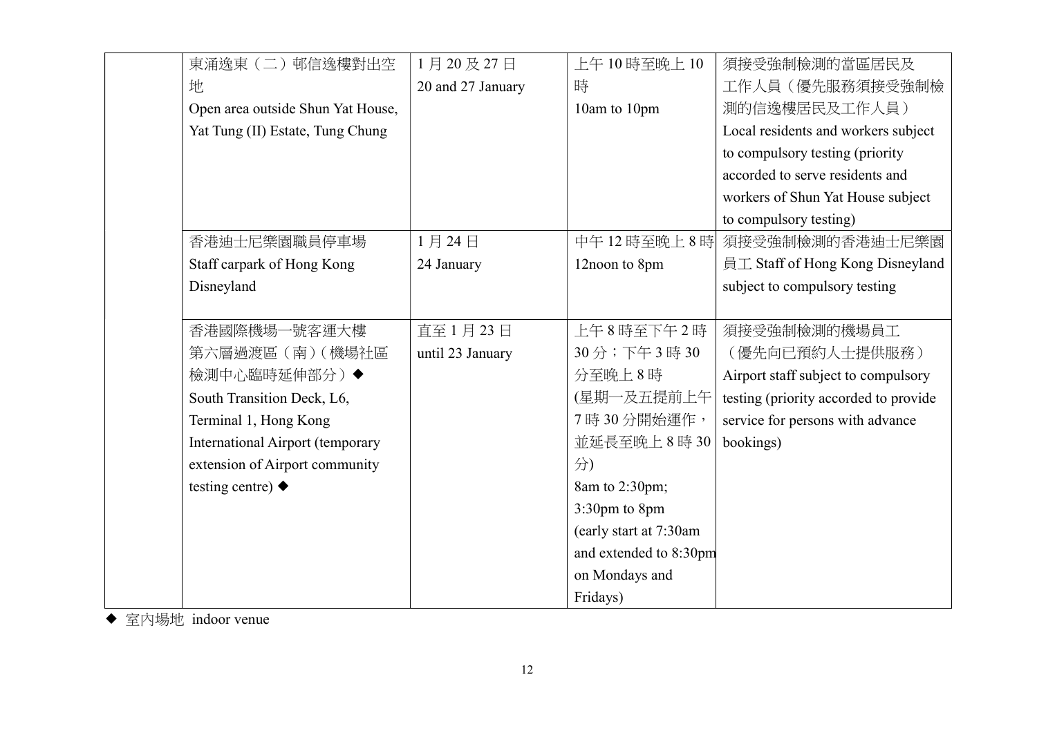| | | | | |
|---|---|---|---|---|
| | 東涌逸東（二）邨信逸樓對出空地<br>Open area outside Shun Yat House, Yat Tung (II) Estate, Tung Chung | 1 月 20 及 27 日<br>20 and 27 January | 上午 10 時至晚上 10 時<br>10am to 10pm | 須接受強制檢測的當區居民及工作人員（優先服務須接受強制檢測的信逸樓居民及工作人員）<br>Local residents and workers subject to compulsory testing (priority accorded to serve residents and workers of Shun Yat House subject to compulsory testing) |
| | 香港迪士尼樂園職員停車場<br>Staff carpark of Hong Kong Disneyland | 1 月 24 日<br>24 January | 中午 12 時至晚上 8 時<br>12noon to 8pm | 須接受強制檢測的香港迪士尼樂園員工 Staff of Hong Kong Disneyland subject to compulsory testing |
| | 香港國際機場一號客運大樓第六層過渡區（南）（機場社區檢測中心臨時延伸部分）◆<br>South Transition Deck, L6, Terminal 1, Hong Kong International Airport (temporary extension of Airport community testing centre) ◆ | 直至 1 月 23 日<br>until 23 January | 上午 8 時至下午 2 時 30 分；下午 3 時 30 分至晚上 8 時<br>(星期一及五提前上午 7 時 30 分開始運作，並延長至晚上 8 時 30 分)<br>8am to 2:30pm;<br>3:30pm to 8pm<br>(early start at 7:30am and extended to 8:30pm on Mondays and Fridays) | 須接受強制檢測的機場員工（優先向已預約人士提供服務）<br>Airport staff subject to compulsory testing (priority accorded to provide service for persons with advance bookings) |

◆ 室內場地 indoor venue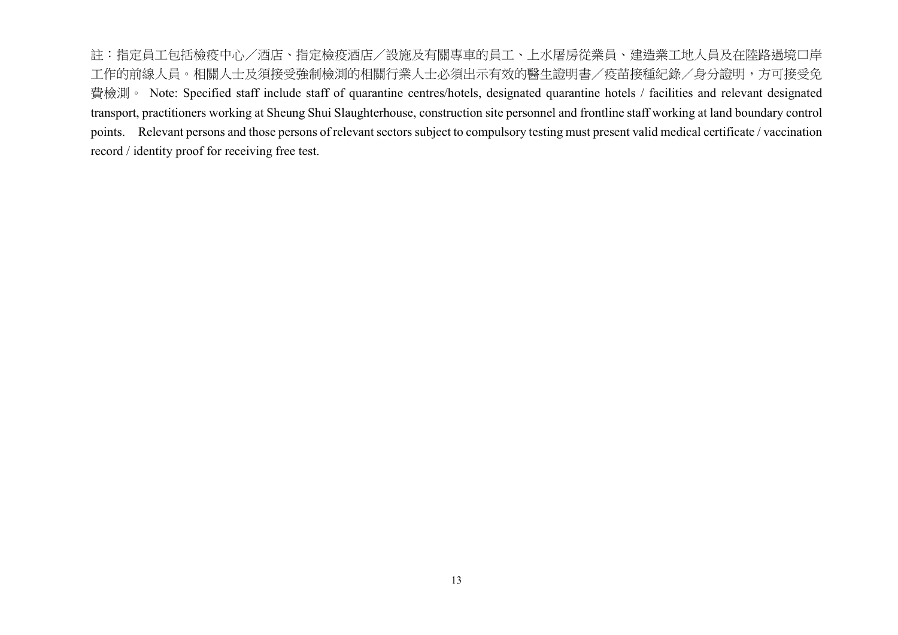註：指定員工包括檢疫中心／酒店、指定檢疫酒店／設施及有關專車的員工、上水屠房從業員、建造業工地人員及在陸路過境口岸工作的前線人員。相關人士及須接受強制檢測的相關行業人士必須出示有效的醫生證明書／疫苗接種紀錄／身分證明，方可接受免費檢測。 Note: Specified staff include staff of quarantine centres/hotels, designated quarantine hotels / facilities and relevant designated transport, practitioners working at Sheung Shui Slaughterhouse, construction site personnel and frontline staff working at land boundary control points. Relevant persons and those persons of relevant sectors subject to compulsory testing must present valid medical certificate / vaccination record / identity proof for receiving free test.